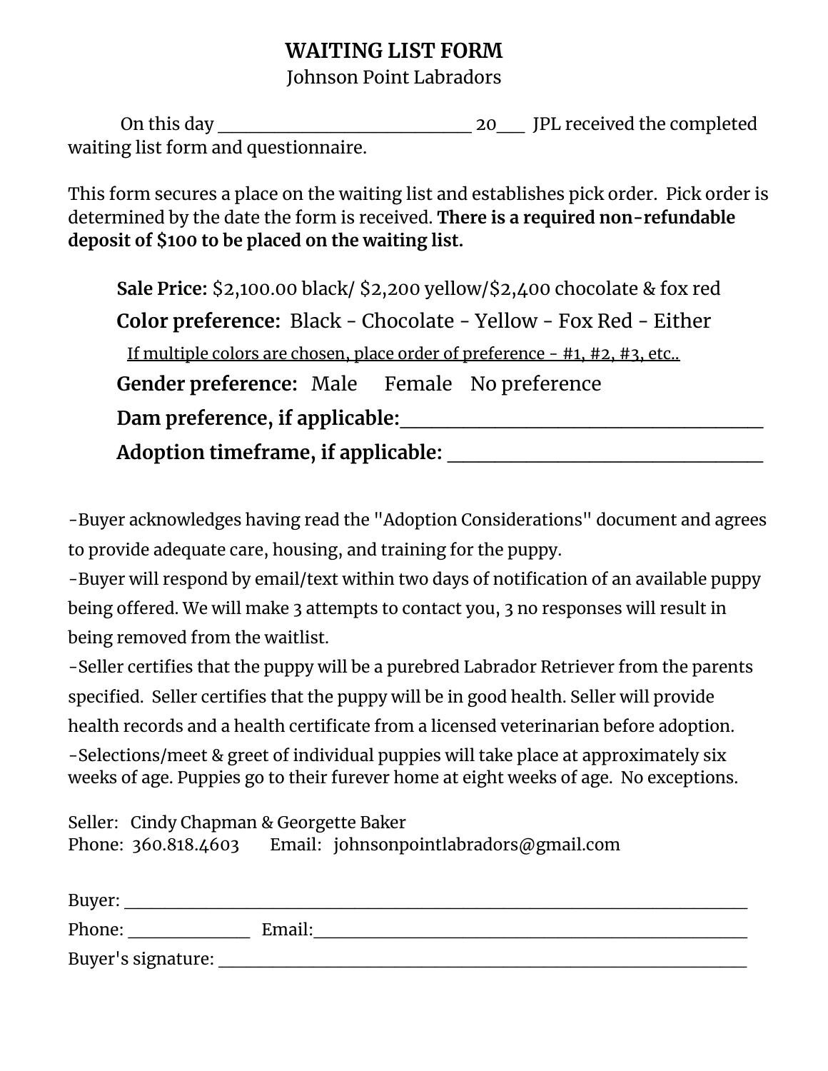# WAITING LIST FORM

Johnson Point Labradors

On this day ___________________________ 20___ JPL received the completed waiting list form and questionnaire.

This form secures a place on the waiting list and establishes pick order. Pick order is determined by the date the form is received. **There is a required non-refundable deposit of $100 to be placed on the waiting list.**

**Sale Price:** $2,100.00 black/ $2,200 yellow/$2,400 chocolate & fox red

**Color preference:** Black - Chocolate - Yellow - Fox Red - Either

If multiple colors are chosen, place order of preference - #1, #2, #3, etc..

**Gender preference:** Male Female No preference

**Dam preference, if applicable:**_____________________________________

**Adoption timeframe, if applicable:** ________________________________

-Buyer acknowledges having read the "Adoption Considerations" document and agrees to provide adequate care, housing, and training for the puppy.

-Buyer will respond by email/text within two days of notification of an available puppy being offered. We will make 3 attempts to contact you, 3 no responses will result in being removed from the waitlist.

-Seller certifies that the puppy will be a purebred Labrador Retriever from the parents specified. Seller certifies that the puppy will be in good health. Seller will provide health records and a health certificate from a licensed veterinarian before adoption.

-Selections/meet & greet of individual puppies will take place at approximately six weeks of age. Puppies go to their furever home at eight weeks of age. No exceptions.

Seller: Cindy Chapman & Georgette Baker

Phone: 360.818.4603 Email: johnsonpointlabradors@gmail.com

Buyer: ________________________________________________________________

Phone: ______________ Email:___________________________________________

Buyer's signature: ______________________________________________________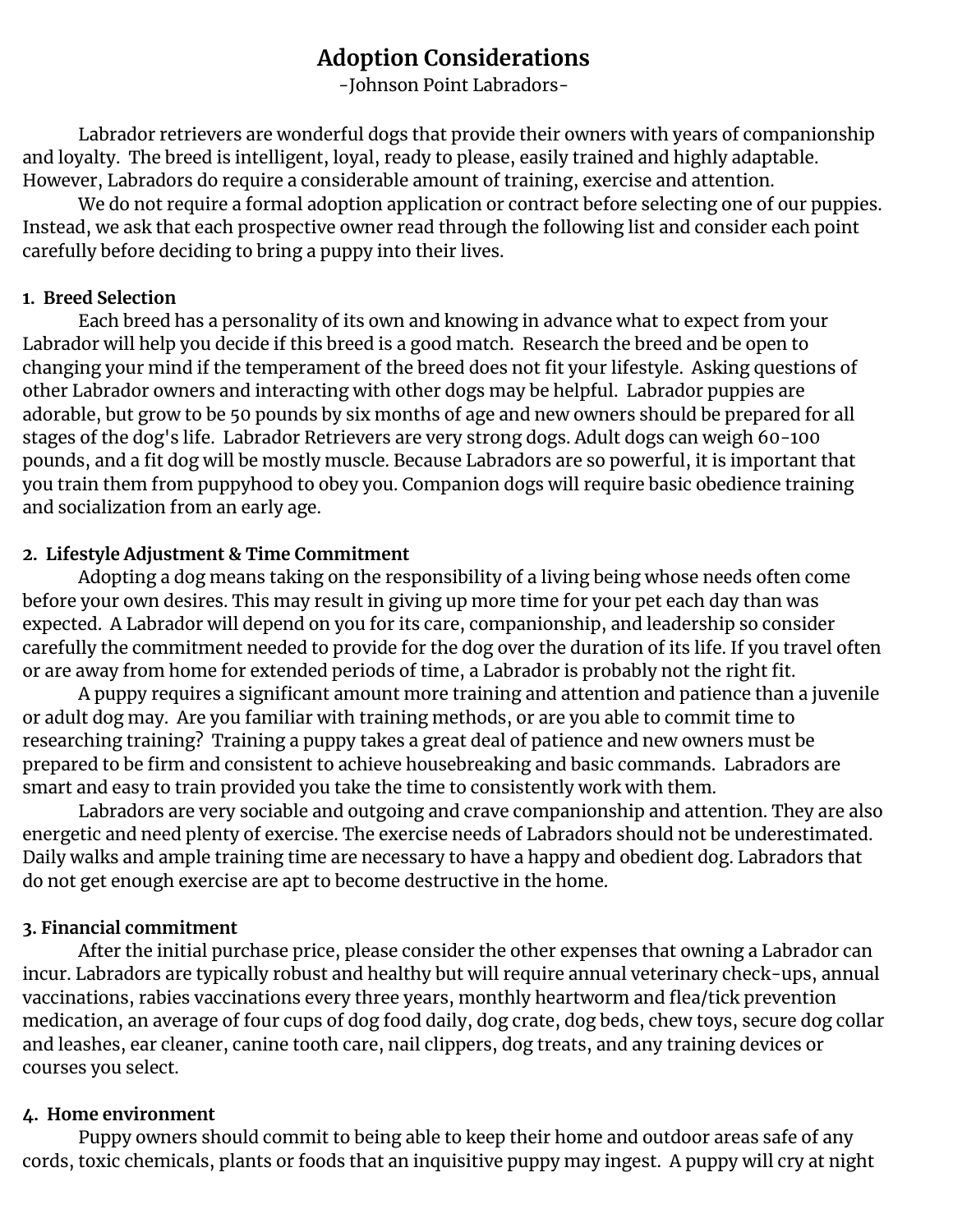# Adoption Considerations

-Johnson Point Labradors-

Labrador retrievers are wonderful dogs that provide their owners with years of companionship and loyalty. The breed is intelligent, loyal, ready to please, easily trained and highly adaptable. However, Labradors do require a considerable amount of training, exercise and attention.

We do not require a formal adoption application or contract before selecting one of our puppies. Instead, we ask that each prospective owner read through the following list and consider each point carefully before deciding to bring a puppy into their lives.

**1. Breed Selection**

Each breed has a personality of its own and knowing in advance what to expect from your Labrador will help you decide if this breed is a good match. Research the breed and be open to changing your mind if the temperament of the breed does not fit your lifestyle. Asking questions of other Labrador owners and interacting with other dogs may be helpful. Labrador puppies are adorable, but grow to be 50 pounds by six months of age and new owners should be prepared for all stages of the dog's life. Labrador Retrievers are very strong dogs. Adult dogs can weigh 60-100 pounds, and a fit dog will be mostly muscle. Because Labradors are so powerful, it is important that you train them from puppyhood to obey you. Companion dogs will require basic obedience training and socialization from an early age.

**2. Lifestyle Adjustment & Time Commitment**

Adopting a dog means taking on the responsibility of a living being whose needs often come before your own desires. This may result in giving up more time for your pet each day than was expected. A Labrador will depend on you for its care, companionship, and leadership so consider carefully the commitment needed to provide for the dog over the duration of its life. If you travel often or are away from home for extended periods of time, a Labrador is probably not the right fit.

A puppy requires a significant amount more training and attention and patience than a juvenile or adult dog may. Are you familiar with training methods, or are you able to commit time to researching training? Training a puppy takes a great deal of patience and new owners must be prepared to be firm and consistent to achieve housebreaking and basic commands. Labradors are smart and easy to train provided you take the time to consistently work with them.

Labradors are very sociable and outgoing and crave companionship and attention. They are also energetic and need plenty of exercise. The exercise needs of Labradors should not be underestimated. Daily walks and ample training time are necessary to have a happy and obedient dog. Labradors that do not get enough exercise are apt to become destructive in the home.

**3. Financial commitment**

After the initial purchase price, please consider the other expenses that owning a Labrador can incur. Labradors are typically robust and healthy but will require annual veterinary check-ups, annual vaccinations, rabies vaccinations every three years, monthly heartworm and flea/tick prevention medication, an average of four cups of dog food daily, dog crate, dog beds, chew toys, secure dog collar and leashes, ear cleaner, canine tooth care, nail clippers, dog treats, and any training devices or courses you select.

**4. Home environment**

Puppy owners should commit to being able to keep their home and outdoor areas safe of any cords, toxic chemicals, plants or foods that an inquisitive puppy may ingest. A puppy will cry at night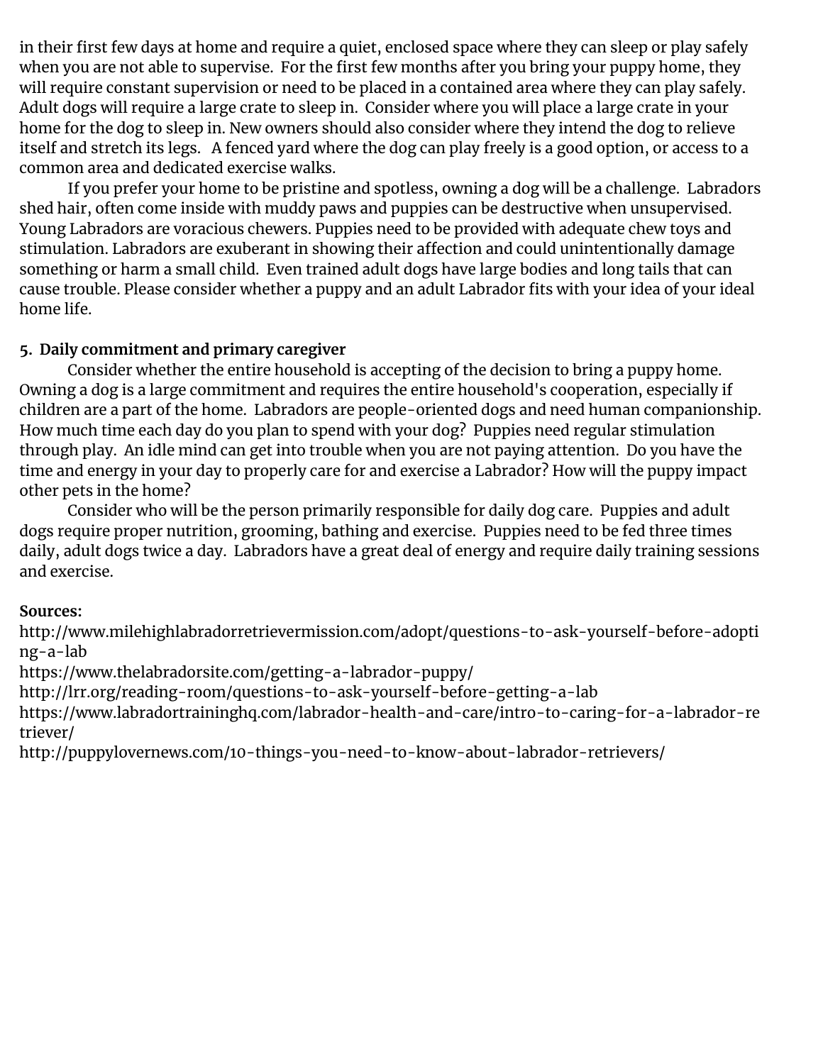in their first few days at home and require a quiet, enclosed space where they can sleep or play safely when you are not able to supervise. For the first few months after you bring your puppy home, they will require constant supervision or need to be placed in a contained area where they can play safely. Adult dogs will require a large crate to sleep in. Consider where you will place a large crate in your home for the dog to sleep in. New owners should also consider where they intend the dog to relieve itself and stretch its legs. A fenced yard where the dog can play freely is a good option, or access to a common area and dedicated exercise walks.

If you prefer your home to be pristine and spotless, owning a dog will be a challenge. Labradors shed hair, often come inside with muddy paws and puppies can be destructive when unsupervised. Young Labradors are voracious chewers. Puppies need to be provided with adequate chew toys and stimulation. Labradors are exuberant in showing their affection and could unintentionally damage something or harm a small child. Even trained adult dogs have large bodies and long tails that can cause trouble. Please consider whether a puppy and an adult Labrador fits with your idea of your ideal home life.

**5. Daily commitment and primary caregiver**

Consider whether the entire household is accepting of the decision to bring a puppy home. Owning a dog is a large commitment and requires the entire household's cooperation, especially if children are a part of the home. Labradors are people-oriented dogs and need human companionship. How much time each day do you plan to spend with your dog? Puppies need regular stimulation through play. An idle mind can get into trouble when you are not paying attention. Do you have the time and energy in your day to properly care for and exercise a Labrador? How will the puppy impact other pets in the home?

Consider who will be the person primarily responsible for daily dog care. Puppies and adult dogs require proper nutrition, grooming, bathing and exercise. Puppies need to be fed three times daily, adult dogs twice a day. Labradors have a great deal of energy and require daily training sessions and exercise.

**Sources:**

http://www.milehighlabradorretrievermission.com/adopt/questions-to-ask-yourself-before-adopting-a-lab
https://www.thelabradorsite.com/getting-a-labrador-puppy/
http://lrr.org/reading-room/questions-to-ask-yourself-before-getting-a-lab
https://www.labradortraininghq.com/labrador-health-and-care/intro-to-caring-for-a-labrador-retriever/
http://puppylovernews.com/10-things-you-need-to-know-about-labrador-retrievers/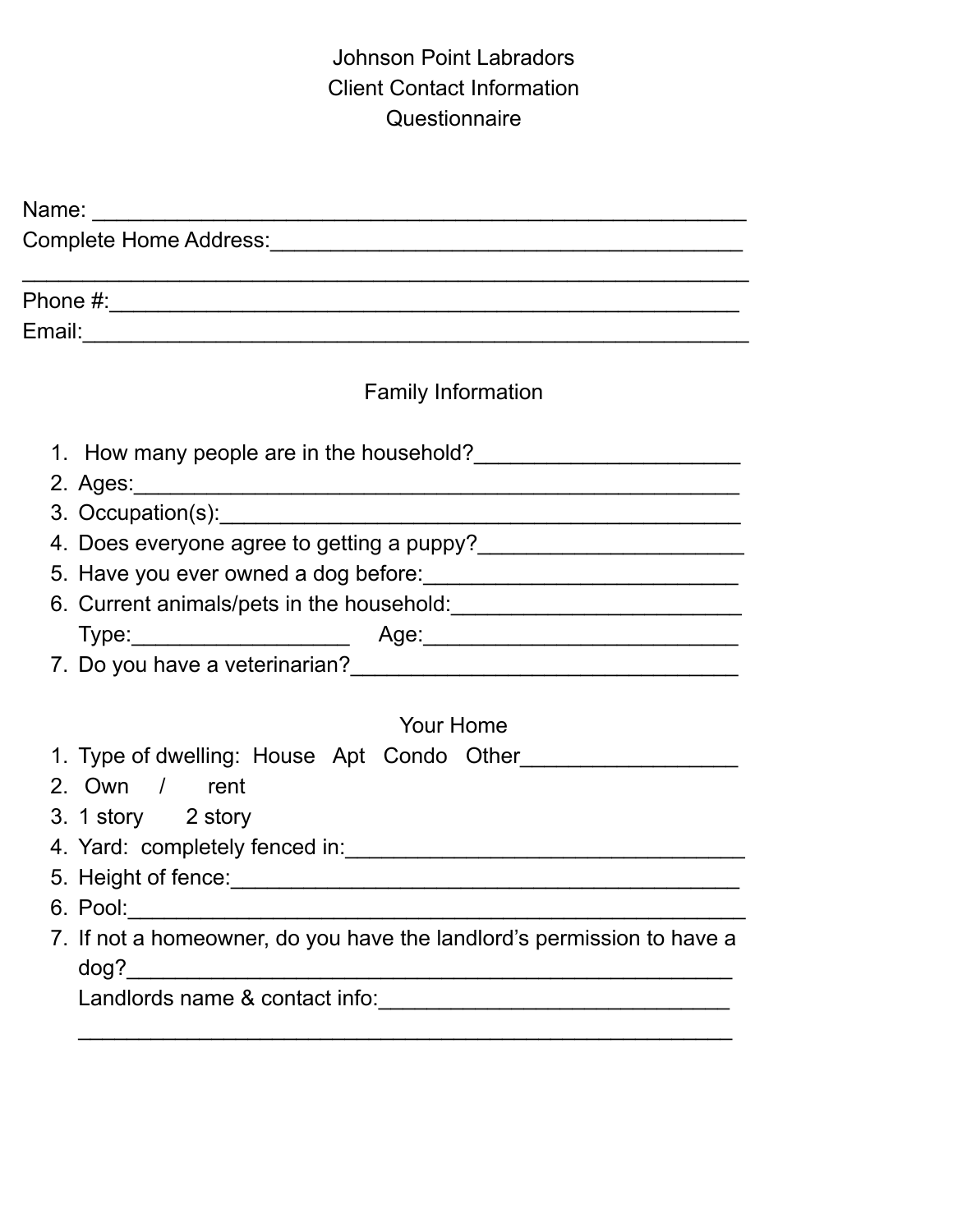Johnson Point Labradors
Client Contact Information
Questionnaire

Name: ____________________________________________________
Complete Home Address:_____________________________________
_________________________________________________________
Phone #:__________________________________________________
Email:____________________________________________________

Family Information

1. How many people are in the household?_____________________
2. Ages:_______________________________________________
3. Occupation(s):_________________________________________
4. Does everyone agree to getting a puppy?______________________
5. Have you ever owned a dog before:_________________________
6. Current animals/pets in the household:_______________________
   Type:__________________ Age:__________________________
7. Do you have a veterinarian?_______________________________

Your Home

1. Type of dwelling: House Apt Condo Other_________________
2. Own / rent
3. 1 story 2 story
4. Yard: completely fenced in:________________________________
5. Height of fence:_________________________________________
6. Pool:_______________________________________________
7. If not a homeowner, do you have the landlord's permission to have a dog?_______________________________________________
   Landlords name & contact info:____________________________
   _______________________________________________________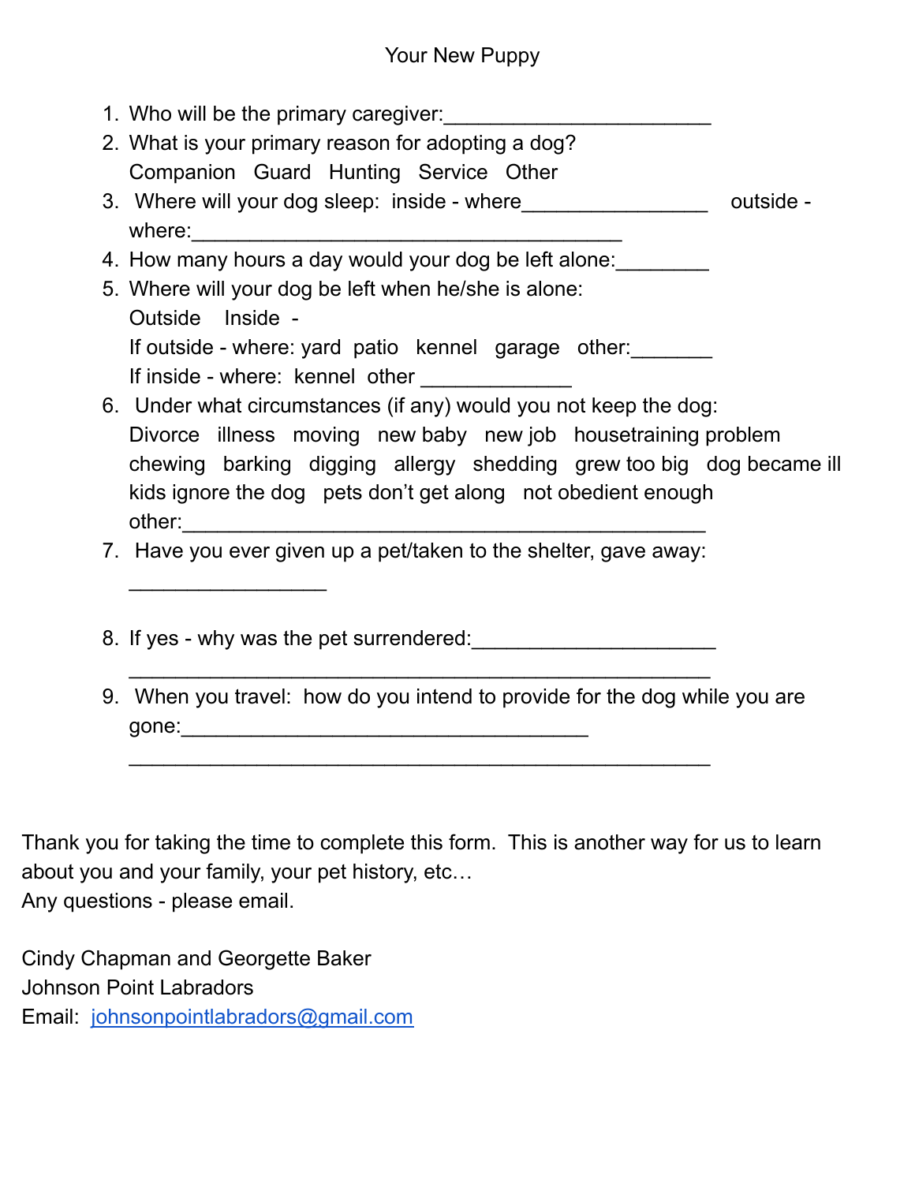# Your New Puppy

1. Who will be the primary caregiver:_______________________
2. What is your primary reason for adopting a dog?
   Companion Guard Hunting Service Other
3. Where will your dog sleep: inside - where________________ outside - where:_____________________________________
4. How many hours a day would your dog be left alone:________
5. Where will your dog be left when he/she is alone:
   Outside Inside -
   If outside - where: yard patio kennel garage other:_______
   If inside - where: kennel other _____________
6. Under what circumstances (if any) would you not keep the dog:
   Divorce illness moving new baby new job housetraining problem chewing barking digging allergy shedding grew too big dog became ill kids ignore the dog pets don't get along not obedient enough
   other:_____________________________________________
7. Have you ever given up a pet/taken to the shelter, gave away:
   _________________
8. If yes - why was the pet surrendered:_____________________
   __________________________________________________
9. When you travel: how do you intend to provide for the dog while you are gone:___________________________________
   __________________________________________________

Thank you for taking the time to complete this form. This is another way for us to learn about you and your family, your pet history, etc…
Any questions - please email.

Cindy Chapman and Georgette Baker
Johnson Point Labradors
Email: johnsonpointlabradors@gmail.com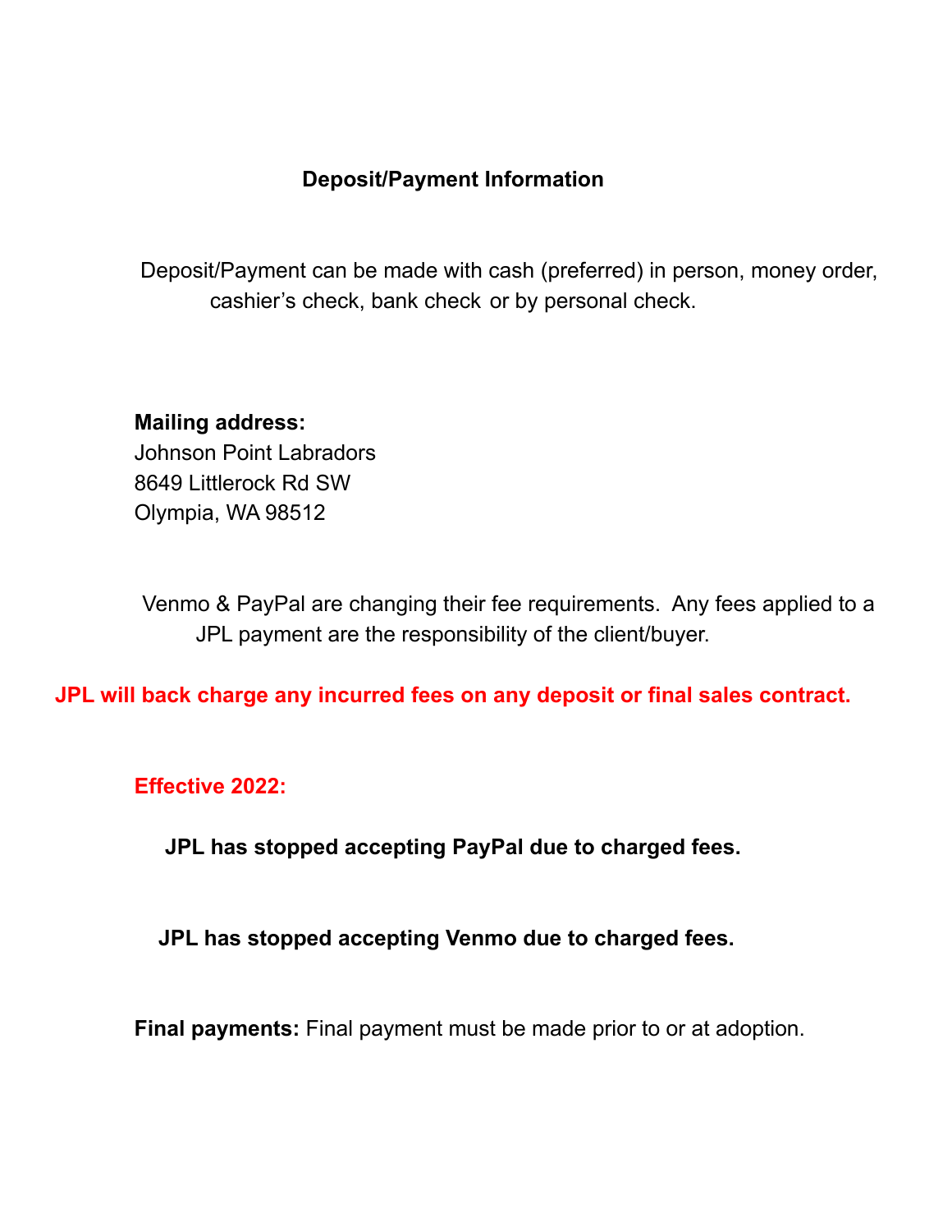## Deposit/Payment Information

Deposit/Payment can be made with cash (preferred) in person, money order, cashier's check, bank check or by personal check.

**Mailing address:**
Johnson Point Labradors
8649 Littlerock Rd SW
Olympia, WA 98512

Venmo & PayPal are changing their fee requirements. Any fees applied to a JPL payment are the responsibility of the client/buyer.

**JPL will back charge any incurred fees on any deposit or final sales contract.**

**Effective 2022:**

**JPL has stopped accepting PayPal due to charged fees.**

**JPL has stopped accepting Venmo due to charged fees.**

**Final payments:** Final payment must be made prior to or at adoption.